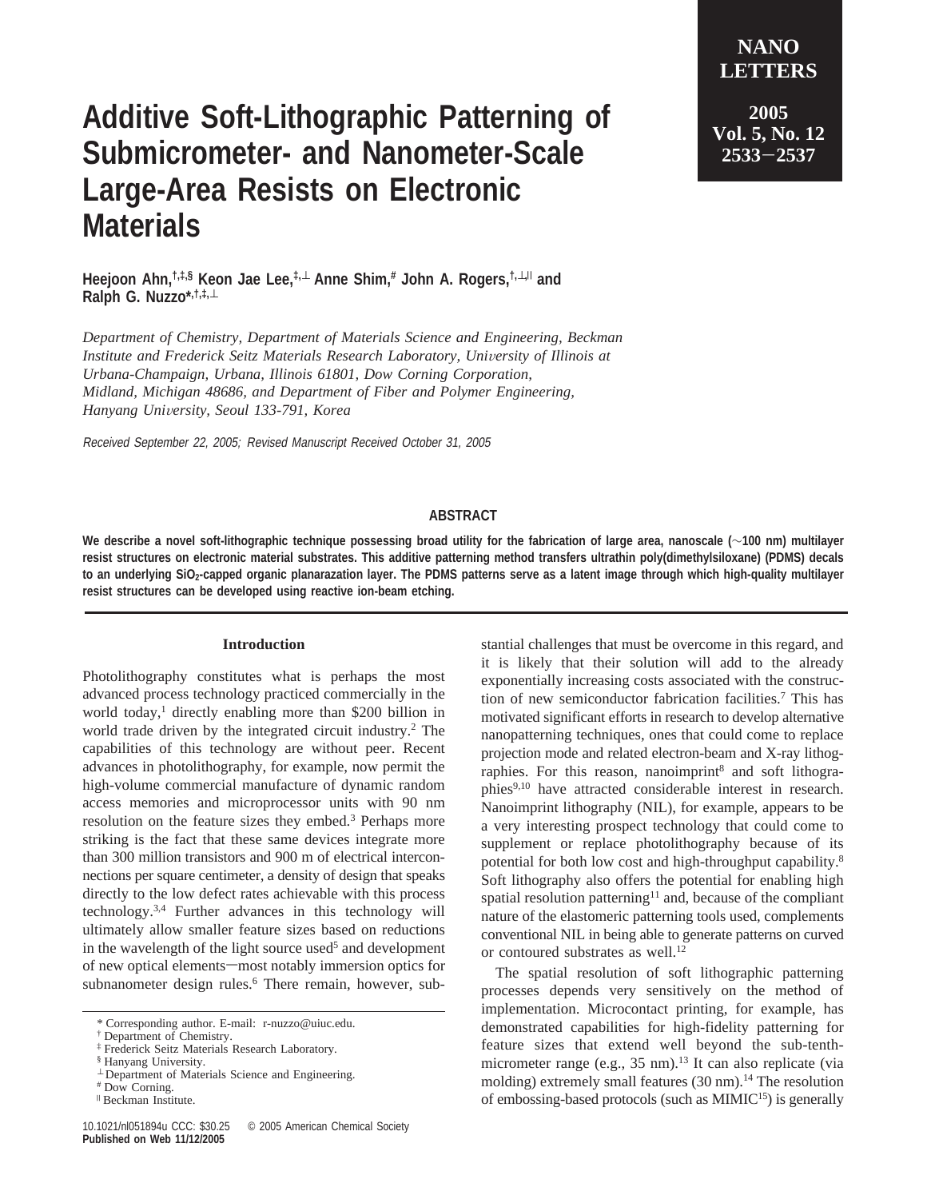# Additive Soft-Lithographic Patterning of Submicrometer- and Nanometer-Scale Large-Area Resists on Electronic Materials

**Heejoon Ahn,[†,‡,§] Keon Jae Lee,[‡,⊥] Anne Shim,[#] John A. Rogers,[†,⊥,||] and Ralph G. Nuzzo*[†,‡,⊥]**

*Department of Chemistry, Department of Materials Science and Engineering, Beckman Institute and Frederick Seitz Materials Research Laboratory, University of Illinois at Urbana-Champaign, Urbana, Illinois 61801, Dow Corning Corporation, Midland, Michigan 48686, and Department of Fiber and Polymer Engineering, Hanyang University, Seoul 133-791, Korea*

*Received September 22, 2005; Revised Manuscript Received October 31, 2005*

## ABSTRACT

**We describe a novel soft-lithographic technique possessing broad utility for the fabrication of large area, nanoscale (~100 nm) multilayer resist structures on electronic material substrates. This additive patterning method transfers ultrathin poly(dimethylsiloxane) (PDMS) decals to an underlying $SiO_2$-capped organic planarazation layer. The PDMS patterns serve as a latent image through which high-quality multilayer resist structures can be developed using reactive ion-beam etching.**

## Introduction

Photolithography constitutes what is perhaps the most advanced process technology practiced commercially in the world today,[1] directly enabling more than $200 billion in world trade driven by the integrated circuit industry.[2] The capabilities of this technology are without peer. Recent advances in photolithography, for example, now permit the high-volume commercial manufacture of dynamic random access memories and microprocessor units with 90 nm resolution on the feature sizes they embed.[3] Perhaps more striking is the fact that these same devices integrate more than 300 million transistors and 900 m of electrical interconnections per square centimeter, a density of design that speaks directly to the low defect rates achievable with this process technology.[3,4] Further advances in this technology will ultimately allow smaller feature sizes based on reductions in the wavelength of the light source used[5] and development of new optical elements—most notably immersion optics for subnanometer design rules.[6] There remain, however, substantial challenges that must be overcome in this regard, and it is likely that their solution will add to the already exponentially increasing costs associated with the construction of new semiconductor fabrication facilities.[7] This has motivated significant efforts in research to develop alternative nanopatterning techniques, ones that could come to replace projection mode and related electron-beam and X-ray lithographies. For this reason, nanoimprint[8] and soft lithographies[9,10] have attracted considerable interest in research. Nanoimprint lithography (NIL), for example, appears to be a very interesting prospect technology that could come to supplement or replace photolithography because of its potential for both low cost and high-throughput capability.[8] Soft lithography also offers the potential for enabling high spatial resolution patterning[11] and, because of the compliant nature of the elastomeric patterning tools used, complements conventional NIL in being able to generate patterns on curved or contoured substrates as well.[12]

The spatial resolution of soft lithographic patterning processes depends very sensitively on the method of implementation. Microcontact printing, for example, has demonstrated capabilities for high-fidelity patterning for feature sizes that extend well beyond the sub-tenth-micrometer range (e.g., 35 nm).[13] It can also replicate (via molding) extremely small features (30 nm).[14] The resolution of embossing-based protocols (such as MIMIC[15]) is generally

* Corresponding author. E-mail: r-nuzzo@uiuc.edu.
† Department of Chemistry.
‡ Frederick Seitz Materials Research Laboratory.
§ Hanyang University.
⊥ Department of Materials Science and Engineering.
# Dow Corning.
|| Beckman Institute.

10.1021/nl051894u CCC: $30.25 © 2005 American Chemical Society
**Published on Web 11/12/2005**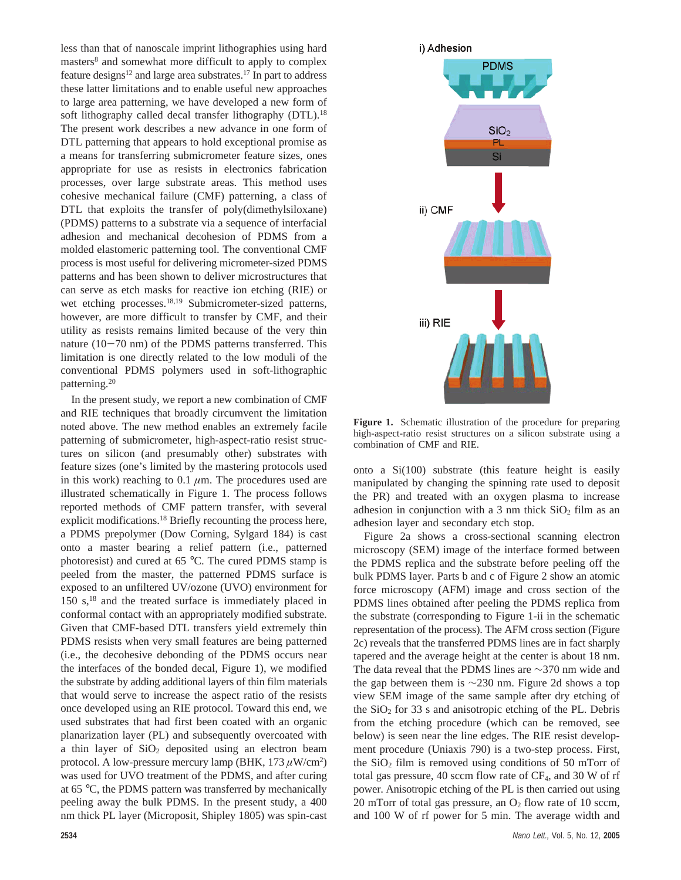less than that of nanoscale imprint lithographies using hard masters[8] and somewhat more difficult to apply to complex feature designs[12] and large area substrates.[17] In part to address these latter limitations and to enable useful new approaches to large area patterning, we have developed a new form of soft lithography called decal transfer lithography (DTL).[18] The present work describes a new advance in one form of DTL patterning that appears to hold exceptional promise as a means for transferring submicrometer feature sizes, ones appropriate for use as resists in electronics fabrication processes, over large substrate areas. This method uses cohesive mechanical failure (CMF) patterning, a class of DTL that exploits the transfer of poly(dimethylsiloxane) (PDMS) patterns to a substrate via a sequence of interfacial adhesion and mechanical decohesion of PDMS from a molded elastomeric patterning tool. The conventional CMF process is most useful for delivering micrometer-sized PDMS patterns and has been shown to deliver microstructures that can serve as etch masks for reactive ion etching (RIE) or wet etching processes.[18,19] Submicrometer-sized patterns, however, are more difficult to transfer by CMF, and their utility as resists remains limited because of the very thin nature (10−70 nm) of the PDMS patterns transferred. This limitation is one directly related to the low moduli of the conventional PDMS polymers used in soft-lithographic patterning.[20]

In the present study, we report a new combination of CMF and RIE techniques that broadly circumvent the limitation noted above. The new method enables an extremely facile patterning of submicrometer, high-aspect-ratio resist structures on silicon (and presumably other) substrates with feature sizes (one's limited by the mastering protocols used in this work) reaching to 0.1 $\mu$m. The procedures used are illustrated schematically in Figure 1. The process follows reported methods of CMF pattern transfer, with several explicit modifications.[18] Briefly recounting the process here, a PDMS prepolymer (Dow Corning, Sylgard 184) is cast onto a master bearing a relief pattern (i.e., patterned photoresist) and cured at 65 °C. The cured PDMS stamp is peeled from the master, the patterned PDMS surface is exposed to an unfiltered UV/ozone (UVO) environment for 150 s,[18] and the treated surface is immediately placed in conformal contact with an appropriately modified substrate. Given that CMF-based DTL transfers yield extremely thin PDMS resists when very small features are being patterned (i.e., the decohesive debonding of the PDMS occurs near the interfaces of the bonded decal, Figure 1), we modified the substrate by adding additional layers of thin film materials that would serve to increase the aspect ratio of the resists once developed using an RIE protocol. Toward this end, we used substrates that had first been coated with an organic planarization layer (PL) and subsequently overcoated with a thin layer of $SiO_2$ deposited using an electron beam protocol. A low-pressure mercury lamp (BHK, 173 $\mu$W/cm$^2$) was used for UVO treatment of the PDMS, and after curing at 65 °C, the PDMS pattern was transferred by mechanically peeling away the bulk PDMS. In the present study, a 400 nm thick PL layer (Microposit, Shipley 1805) was spin-cast onto a Si(100) substrate (this feature height is easily manipulated by changing the spinning rate used to deposit the PR) and treated with an oxygen plasma to increase adhesion in conjunction with a 3 nm thick $SiO_2$ film as an adhesion layer and secondary etch stop.

**Figure 1.** Schematic illustration of the procedure for preparing high-aspect-ratio resist structures on a silicon substrate using a combination of CMF and RIE.

Figure 2a shows a cross-sectional scanning electron microscopy (SEM) image of the interface formed between the PDMS replica and the substrate before peeling off the bulk PDMS layer. Parts b and c of Figure 2 show an atomic force microscopy (AFM) image and cross section of the PDMS lines obtained after peeling the PDMS replica from the substrate (corresponding to Figure 1-ii in the schematic representation of the process). The AFM cross section (Figure 2c) reveals that the transferred PDMS lines are in fact sharply tapered and the average height at the center is about 18 nm. The data reveal that the PDMS lines are ~370 nm wide and the gap between them is ~230 nm. Figure 2d shows a top view SEM image of the same sample after dry etching of the $SiO_2$ for 33 s and anisotropic etching of the PL. Debris from the etching procedure (which can be removed, see below) is seen near the line edges. The RIE resist development procedure (Uniaxis 790) is a two-step process. First, the $SiO_2$ film is removed using conditions of 50 mTorr of total gas pressure, 40 sccm flow rate of $CF_4$, and 30 W of rf power. Anisotropic etching of the PL is then carried out using 20 mTorr of total gas pressure, an $O_2$ flow rate of 10 sccm, and 100 W of rf power for 5 min. The average width and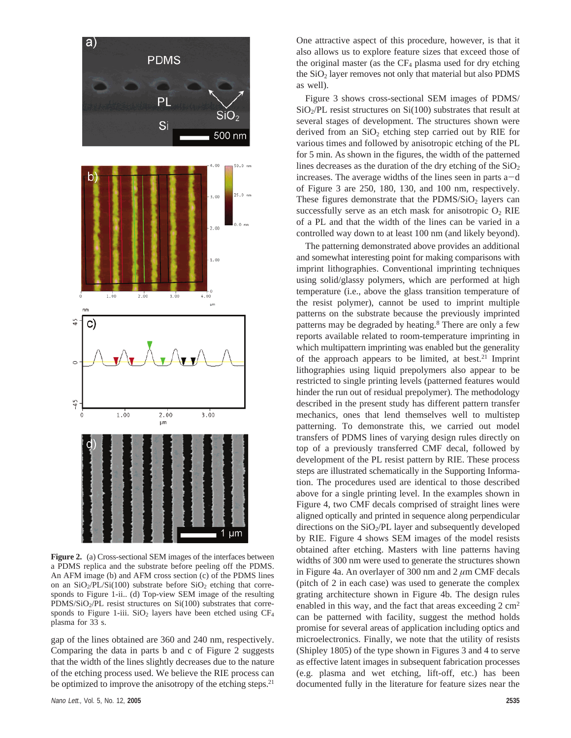**Figure 2.** (a) Cross-sectional SEM images of the interfaces between a PDMS replica and the substrate before peeling off the PDMS. An AFM image (b) and AFM cross section (c) of the PDMS lines on an $SiO_2$/PL/Si(100) substrate before $SiO_2$ etching that corresponds to Figure 1-ii.. (d) Top-view SEM image of the resulting PDMS/$SiO_2$/PL resist structures on Si(100) substrates that corresponds to Figure 1-iii. $SiO_2$ layers have been etched using $CF_4$ plasma for 33 s.

gap of the lines obtained are 360 and 240 nm, respectively. Comparing the data in parts b and c of Figure 2 suggests that the width of the lines slightly decreases due to the nature of the etching process used. We believe the RIE process can be optimized to improve the anisotropy of the etching steps.[21]

One attractive aspect of this procedure, however, is that it also allows us to explore feature sizes that exceed those of the original master (as the $CF_4$ plasma used for dry etching the $SiO_2$ layer removes not only that material but also PDMS as well).

Figure 3 shows cross-sectional SEM images of PDMS/$SiO_2$/PL resist structures on Si(100) substrates that result at several stages of development. The structures shown were derived from an $SiO_2$ etching step carried out by RIE for various times and followed by anisotropic etching of the PL for 5 min. As shown in the figures, the width of the patterned lines decreases as the duration of the dry etching of the $SiO_2$ increases. The average widths of the lines seen in parts a–d of Figure 3 are 250, 180, 130, and 100 nm, respectively. These figures demonstrate that the PDMS/$SiO_2$ layers can successfully serve as an etch mask for anisotropic $O_2$ RIE of a PL and that the width of the lines can be varied in a controlled way down to at least 100 nm (and likely beyond).

The patterning demonstrated above provides an additional and somewhat interesting point for making comparisons with imprint lithographies. Conventional imprinting techniques using solid/glassy polymers, which are performed at high temperature (i.e., above the glass transition temperature of the resist polymer), cannot be used to imprint multiple patterns on the substrate because the previously imprinted patterns may be degraded by heating.[8] There are only a few reports available related to room-temperature imprinting in which multipattern imprinting was enabled but the generality of the approach appears to be limited, at best.[21] Imprint lithographies using liquid prepolymers also appear to be restricted to single printing levels (patterned features would hinder the run out of residual prepolymer). The methodology described in the present study has different pattern transfer mechanics, ones that lend themselves well to multistep patterning. To demonstrate this, we carried out model transfers of PDMS lines of varying design rules directly on top of a previously transferred CMF decal, followed by development of the PL resist pattern by RIE. These process steps are illustrated schematically in the Supporting Information. The procedures used are identical to those described above for a single printing level. In the examples shown in Figure 4, two CMF decals comprised of straight lines were aligned optically and printed in sequence along perpendicular directions on the $SiO_2$/PL layer and subsequently developed by RIE. Figure 4 shows SEM images of the model resists obtained after etching. Masters with line patterns having widths of 300 nm were used to generate the structures shown in Figure 4a. An overlayer of 300 nm and 2 $\mu$m CMF decals (pitch of 2 in each case) was used to generate the complex grating architecture shown in Figure 4b. The design rules enabled in this way, and the fact that areas exceeding 2 $cm^2$ can be patterned with facility, suggest the method holds promise for several areas of application including optics and microelectronics. Finally, we note that the utility of resists (Shipley 1805) of the type shown in Figures 3 and 4 to serve as effective latent images in subsequent fabrication processes (e.g. plasma and wet etching, lift-off, etc.) has been documented fully in the literature for feature sizes near the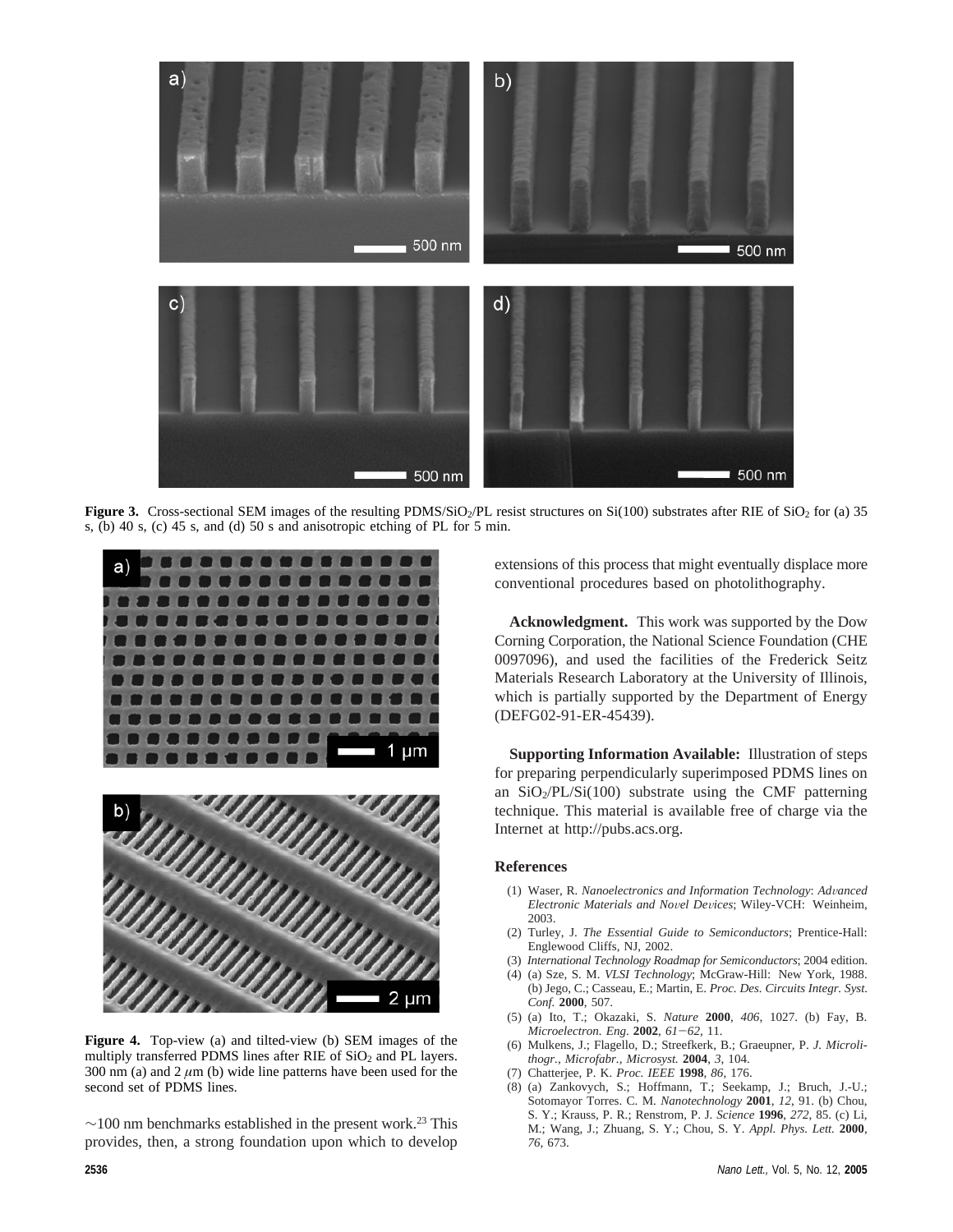**Figure 3.** Cross-sectional SEM images of the resulting PDMS/$SiO_2$/PL resist structures on Si(100) substrates after RIE of $SiO_2$ for (a) 35 s, (b) 40 s, (c) 45 s, and (d) 50 s and anisotropic etching of PL for 5 min.

**Figure 4.** Top-view (a) and tilted-view (b) SEM images of the multiply transferred PDMS lines after RIE of $SiO_2$ and PL layers. 300 nm (a) and 2 $\mu$m (b) wide line patterns have been used for the second set of PDMS lines.

~100 nm benchmarks established in the present work.[23] This provides, then, a strong foundation upon which to develop extensions of this process that might eventually displace more conventional procedures based on photolithography.

**Acknowledgment.** This work was supported by the Dow Corning Corporation, the National Science Foundation (CHE 0097096), and used the facilities of the Frederick Seitz Materials Research Laboratory at the University of Illinois, which is partially supported by the Department of Energy (DEFG02-91-ER-45439).

**Supporting Information Available:** Illustration of steps for preparing perpendicularly superimposed PDMS lines on an $SiO_2$/PL/Si(100) substrate using the CMF patterning technique. This material is available free of charge via the Internet at http://pubs.acs.org.

## References

(1) Waser, R. *Nanoelectronics and Information Technology*: *Advanced Electronic Materials and Novel Devices*; Wiley-VCH: Weinheim, 2003.

(2) Turley, J. *The Essential Guide to Semiconductors*; Prentice-Hall: Englewood Cliffs, NJ, 2002.

(3) *International Technology Roadmap for Semiconductors*; 2004 edition.

(4) (a) Sze, S. M. *VLSI Technology*; McGraw-Hill: New York, 1988. (b) Jego, C.; Casseau, E.; Martin, E. *Proc. Des. Circuits Integr. Syst. Conf.* **2000**, 507.

(5) (a) Ito, T.; Okazaki, S. *Nature* **2000**, *406*, 1027. (b) Fay, B. *Microelectron. Eng.* **2002**, *61*−*62*, 11.

(6) Mulkens, J.; Flagello, D.; Streefkerk, B.; Graeupner, P. *J. Microlithogr., Microfabr., Microsyst.* **2004**, *3*, 104.

(7) Chatterjee, P. K. *Proc. IEEE* **1998**, *86*, 176.

(8) (a) Zankovych, S.; Hoffmann, T.; Seekamp, J.; Bruch, J.-U.; Sotomayor Torres. C. M. *Nanotechnology* **2001**, *12*, 91. (b) Chou, S. Y.; Krauss, P. R.; Renstrom, P. J. *Science* **1996**, *272*, 85. (c) Li, M.; Wang, J.; Zhuang, S. Y.; Chou, S. Y. *Appl. Phys. Lett.* **2000**, *76*, 673.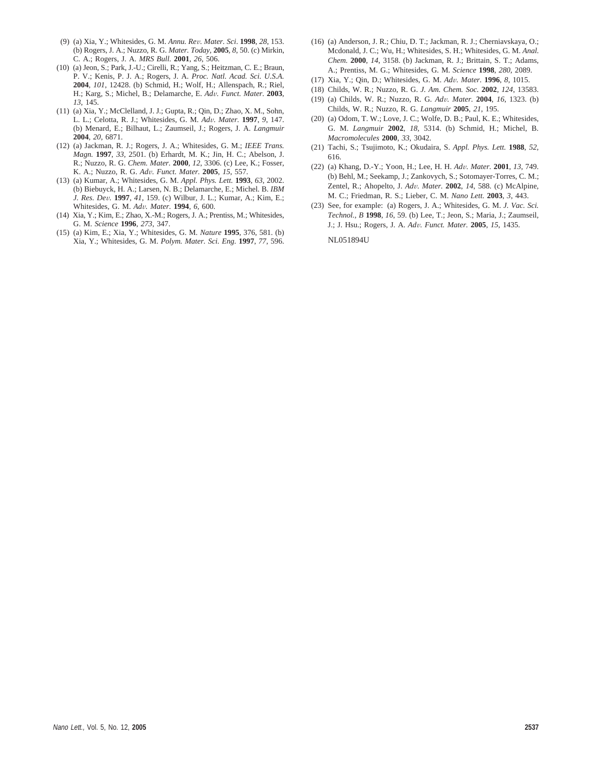(9) (a) Xia, Y.; Whitesides, G. M. *Annu. Rev. Mater. Sci.* **1998**, *28*, 153. (b) Rogers, J. A.; Nuzzo, R. G. *Mater. Today*, **2005**, *8*, 50. (c) Mirkin, C. A.; Rogers, J. A. *MRS Bull.* **2001**, *26*, 506.

(10) (a) Jeon, S.; Park, J.-U.; Cirelli, R.; Yang, S.; Heitzman, C. E.; Braun, P. V.; Kenis, P. J. A.; Rogers, J. A. *Proc. Natl. Acad. Sci. U.S.A.* **2004**, *101*, 12428. (b) Schmid, H.; Wolf, H.; Allenspach, R.; Riel, H.; Karg, S.; Michel, B.; Delamarche, E. *Adv. Funct. Mater.* **2003**, *13*, 145.

(11) (a) Xia, Y.; McClelland, J. J.; Gupta, R.; Qin, D.; Zhao, X. M., Sohn, L. L.; Celotta, R. J.; Whitesides, G. M. *Adv. Mater.* **1997**, *9*, 147. (b) Menard, E.; Bilhaut, L.; Zaumseil, J.; Rogers, J. A. *Langmuir* **2004**, *20*, 6871.

(12) (a) Jackman, R. J.; Rogers, J. A.; Whitesides, G. M.; *IEEE Trans. Magn.* **1997**, *33*, 2501. (b) Erhardt, M. K.; Jin, H. C.; Abelson, J. R.; Nuzzo, R. G. *Chem. Mater.* **2000**, *12*, 3306. (c) Lee, K.; Fosser, K. A.; Nuzzo, R. G. *Adv. Funct. Mater.* **2005**, *15*, 557.

(13) (a) Kumar, A.; Whitesides, G. M. *Appl. Phys. Lett.* **1993**, *63*, 2002. (b) Biebuyck, H. A.; Larsen, N. B.; Delamarche, E.; Michel. B. *IBM J. Res. Dev.* **1997**, *41*, 159. (c) Wilbur, J. L.; Kumar, A.; Kim, E.; Whitesides, G. M. *Adv. Mater.* **1994**, *6*, 600.

(14) Xia, Y.; Kim, E.; Zhao, X.-M.; Rogers, J. A.; Prentiss, M.; Whitesides, G. M. *Science* **1996**, *273*, 347.

(15) (a) Kim, E.; Xia, Y.; Whitesides, G. M. *Nature* **1995**, 376, 581. (b) Xia, Y.; Whitesides, G. M. *Polym. Mater. Sci. Eng.* **1997**, *77*, 596.

(16) (a) Anderson, J. R.; Chiu, D. T.; Jackman, R. J.; Cherniavskaya, O.; Mcdonald, J. C.; Wu, H.; Whitesides, S. H.; Whitesides, G. M. *Anal. Chem.* **2000**, *14*, 3158. (b) Jackman, R. J.; Brittain, S. T.; Adams, A.; Prentiss, M. G.; Whitesides, G. M. *Science* **1998**, *280*, 2089.

(17) Xia, Y.; Qin, D.; Whitesides, G. M. *Adv. Mater.* **1996**, *8*, 1015.

(18) Childs, W. R.; Nuzzo, R. G. *J. Am. Chem. Soc.* **2002**, *124*, 13583.

(19) (a) Childs, W. R.; Nuzzo, R. G. *Adv. Mater.* **2004**, *16*, 1323. (b) Childs, W. R.; Nuzzo, R. G. *Langmuir* **2005**, *21*, 195.

(20) (a) Odom, T. W.; Love, J. C.; Wolfe, D. B.; Paul, K. E.; Whitesides, G. M. *Langmuir* **2002**, *18*, 5314. (b) Schmid, H.; Michel, B. *Macromolecules* **2000**, *33*, 3042.

(21) Tachi, S.; Tsujimoto, K.; Okudaira, S. *Appl. Phys. Lett.* **1988**, *52*, 616.

(22) (a) Khang, D.-Y.; Yoon, H.; Lee, H. H. *Adv. Mater.* **2001**, *13*, 749. (b) Behl, M.; Seekamp, J.; Zankovych, S.; Sotomayer-Torres, C. M.; Zentel, R.; Ahopelto, J. *Adv. Mater.* **2002**, *14*, 588. (c) McAlpine, M. C.; Friedman, R. S.; Lieber, C. M. *Nano Lett.* **2003**, *3*, 443.

(23) See, for example: (a) Rogers, J. A.; Whitesides, G. M. *J. Vac. Sci. Technol., B* **1998**, *16*, 59. (b) Lee, T.; Jeon, S.; Maria, J.; Zaumseil, J.; J. Hsu.; Rogers, J. A. *Adv. Funct. Mater.* **2005**, *15*, 1435.

NL051894U